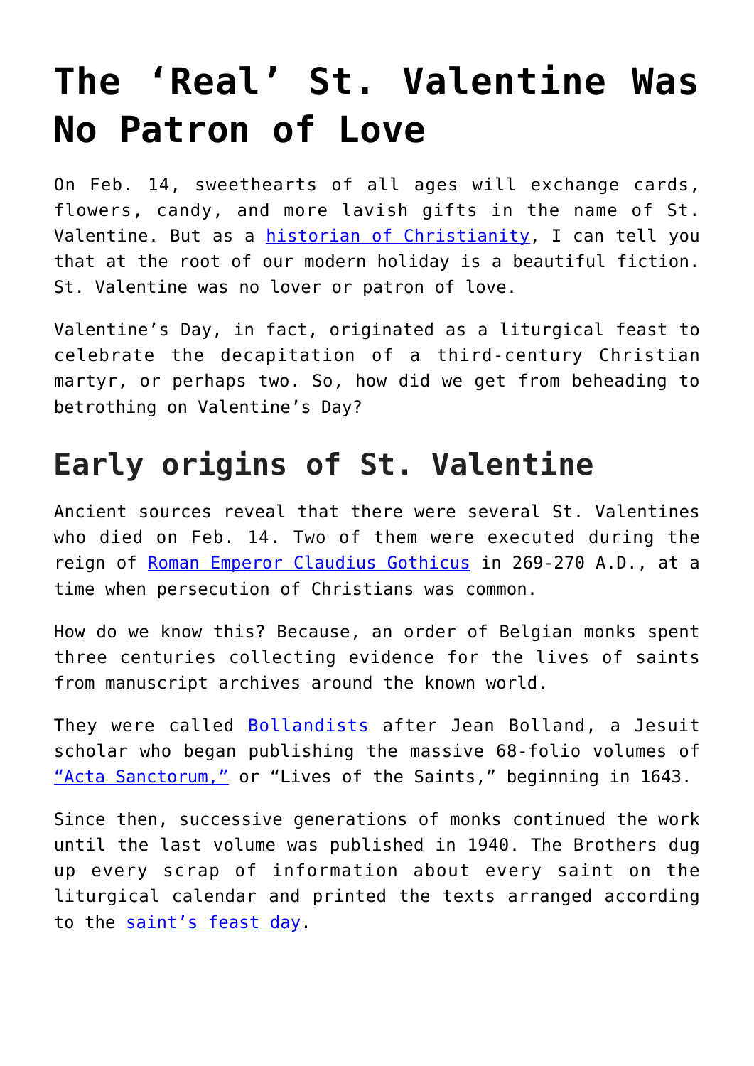# The 'Real' St. Valentine Was No Patron of Love

On Feb. 14, sweethearts of all ages will exchange cards, flowers, candy, and more lavish gifts in the name of St. Valentine. But as a historian of Christianity, I can tell you that at the root of our modern holiday is a beautiful fiction. St. Valentine was no lover or patron of love.

Valentine's Day, in fact, originated as a liturgical feast to celebrate the decapitation of a third-century Christian martyr, or perhaps two. So, how did we get from beheading to betrothing on Valentine's Day?

## Early origins of St. Valentine

Ancient sources reveal that there were several St. Valentines who died on Feb. 14. Two of them were executed during the reign of Roman Emperor Claudius Gothicus in 269-270 A.D., at a time when persecution of Christians was common.

How do we know this? Because, an order of Belgian monks spent three centuries collecting evidence for the lives of saints from manuscript archives around the known world.

They were called Bollandists after Jean Bolland, a Jesuit scholar who began publishing the massive 68-folio volumes of "Acta Sanctorum," or "Lives of the Saints," beginning in 1643.

Since then, successive generations of monks continued the work until the last volume was published in 1940. The Brothers dug up every scrap of information about every saint on the liturgical calendar and printed the texts arranged according to the saint's feast day.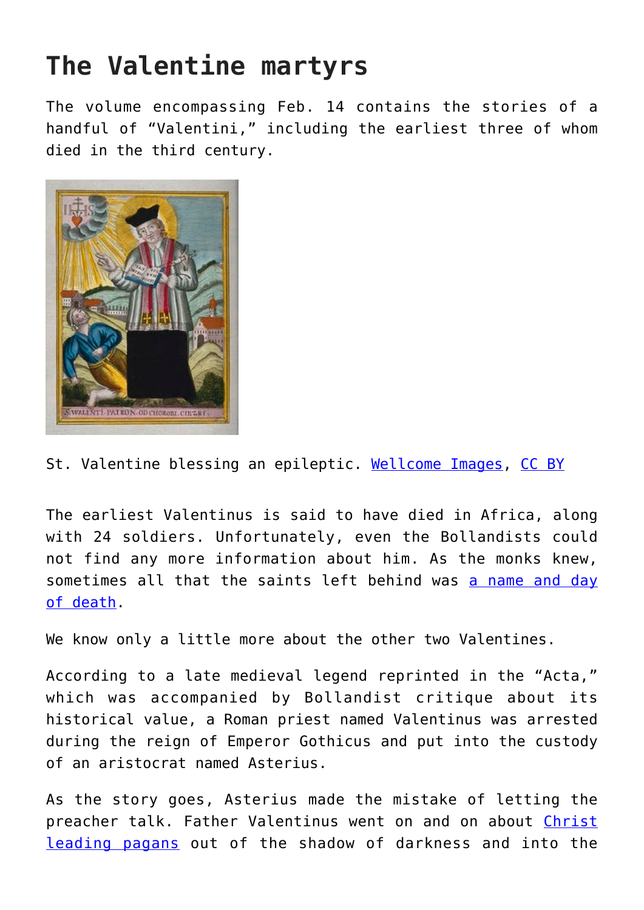## The Valentine martyrs

The volume encompassing Feb. 14 contains the stories of a handful of "Valentini," including the earliest three of whom died in the third century.

St. Valentine blessing an epileptic. Wellcome Images, CC BY

The earliest Valentinus is said to have died in Africa, along with 24 soldiers. Unfortunately, even the Bollandists could not find any more information about him. As the monks knew, sometimes all that the saints left behind was a name and day of death.

We know only a little more about the other two Valentines.

According to a late medieval legend reprinted in the "Acta," which was accompanied by Bollandist critique about its historical value, a Roman priest named Valentinus was arrested during the reign of Emperor Gothicus and put into the custody of an aristocrat named Asterius.

As the story goes, Asterius made the mistake of letting the preacher talk. Father Valentinus went on and on about Christ leading pagans out of the shadow of darkness and into the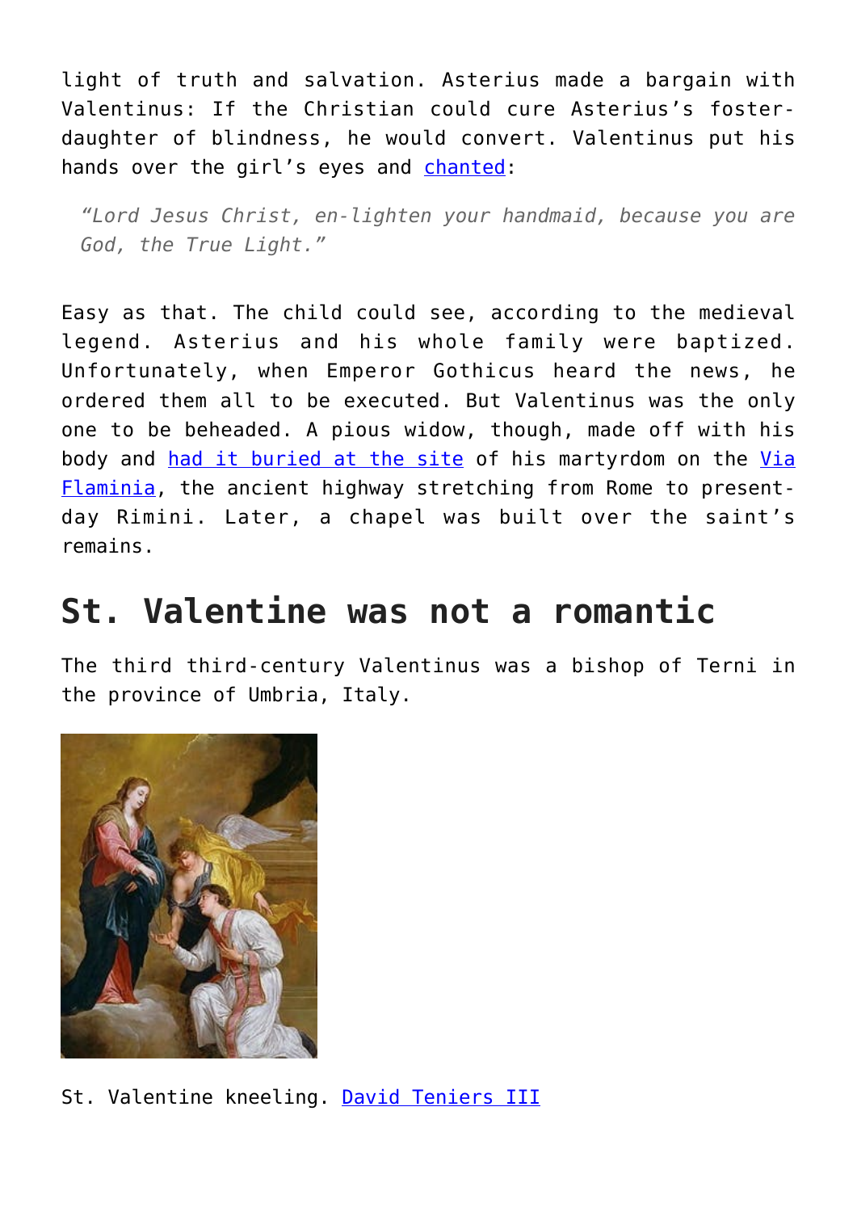light of truth and salvation. Asterius made a bargain with Valentinus: If the Christian could cure Asterius's foster-daughter of blindness, he would convert. Valentinus put his hands over the girl's eyes and chanted:

> *"Lord Jesus Christ, en-lighten your handmaid, because you are God, the True Light."*

Easy as that. The child could see, according to the medieval legend. Asterius and his whole family were baptized. Unfortunately, when Emperor Gothicus heard the news, he ordered them all to be executed. But Valentinus was the only one to be beheaded. A pious widow, though, made off with his body and had it buried at the site of his martyrdom on the Via Flaminia, the ancient highway stretching from Rome to present-day Rimini. Later, a chapel was built over the saint's remains.

## St. Valentine was not a romantic

The third third-century Valentinus was a bishop of Terni in the province of Umbria, Italy.

St. Valentine kneeling. David Teniers III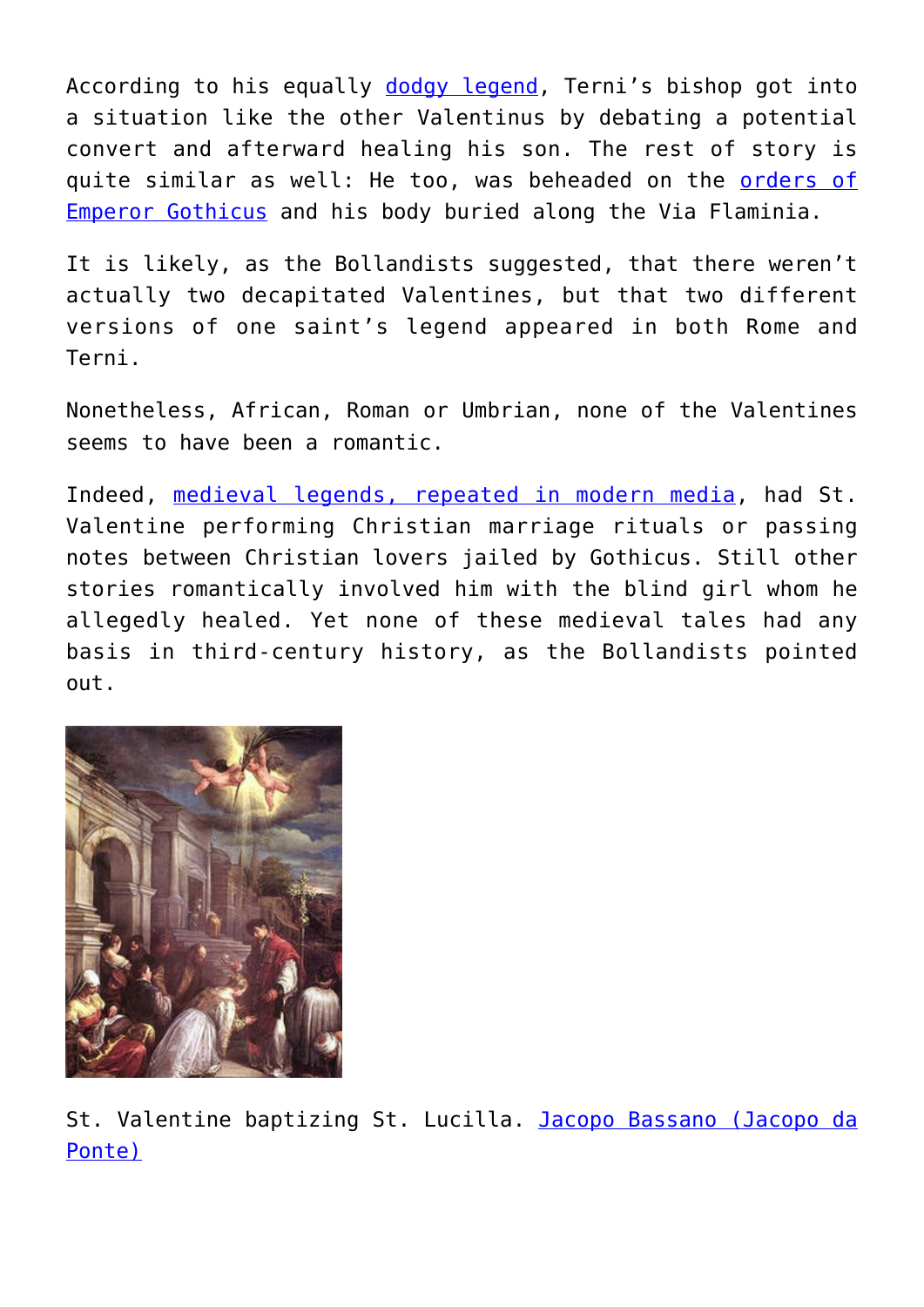According to his equally dodgy legend, Terni's bishop got into a situation like the other Valentinus by debating a potential convert and afterward healing his son. The rest of story is quite similar as well: He too, was beheaded on the orders of Emperor Gothicus and his body buried along the Via Flaminia.

It is likely, as the Bollandists suggested, that there weren't actually two decapitated Valentines, but that two different versions of one saint's legend appeared in both Rome and Terni.

Nonetheless, African, Roman or Umbrian, none of the Valentines seems to have been a romantic.

Indeed, medieval legends, repeated in modern media, had St. Valentine performing Christian marriage rituals or passing notes between Christian lovers jailed by Gothicus. Still other stories romantically involved him with the blind girl whom he allegedly healed. Yet none of these medieval tales had any basis in third-century history, as the Bollandists pointed out.

St. Valentine baptizing St. Lucilla. Jacopo Bassano (Jacopo da Ponte)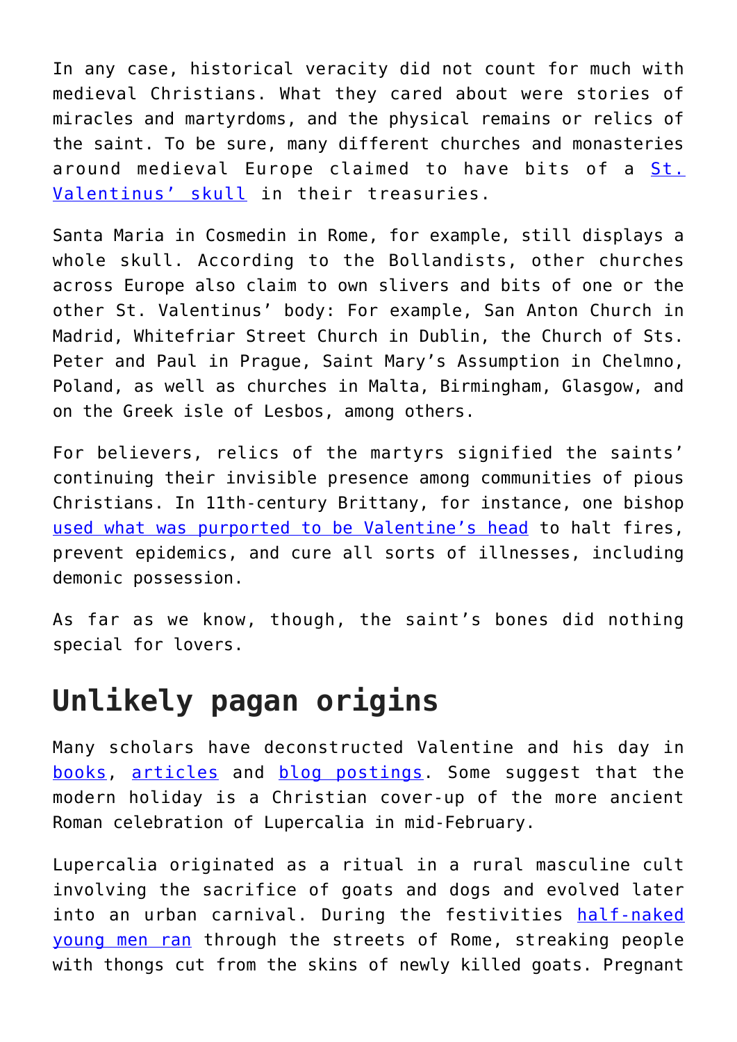In any case, historical veracity did not count for much with medieval Christians. What they cared about were stories of miracles and martyrdoms, and the physical remains or relics of the saint. To be sure, many different churches and monasteries around medieval Europe claimed to have bits of a St. Valentinus' skull in their treasuries.

Santa Maria in Cosmedin in Rome, for example, still displays a whole skull. According to the Bollandists, other churches across Europe also claim to own slivers and bits of one or the other St. Valentinus' body: For example, San Anton Church in Madrid, Whitefriar Street Church in Dublin, the Church of Sts. Peter and Paul in Prague, Saint Mary's Assumption in Chelmno, Poland, as well as churches in Malta, Birmingham, Glasgow, and on the Greek isle of Lesbos, among others.

For believers, relics of the martyrs signified the saints' continuing their invisible presence among communities of pious Christians. In 11th-century Brittany, for instance, one bishop used what was purported to be Valentine's head to halt fires, prevent epidemics, and cure all sorts of illnesses, including demonic possession.

As far as we know, though, the saint's bones did nothing special for lovers.

## Unlikely pagan origins

Many scholars have deconstructed Valentine and his day in books, articles and blog postings. Some suggest that the modern holiday is a Christian cover-up of the more ancient Roman celebration of Lupercalia in mid-February.

Lupercalia originated as a ritual in a rural masculine cult involving the sacrifice of goats and dogs and evolved later into an urban carnival. During the festivities half-naked young men ran through the streets of Rome, streaking people with thongs cut from the skins of newly killed goats. Pregnant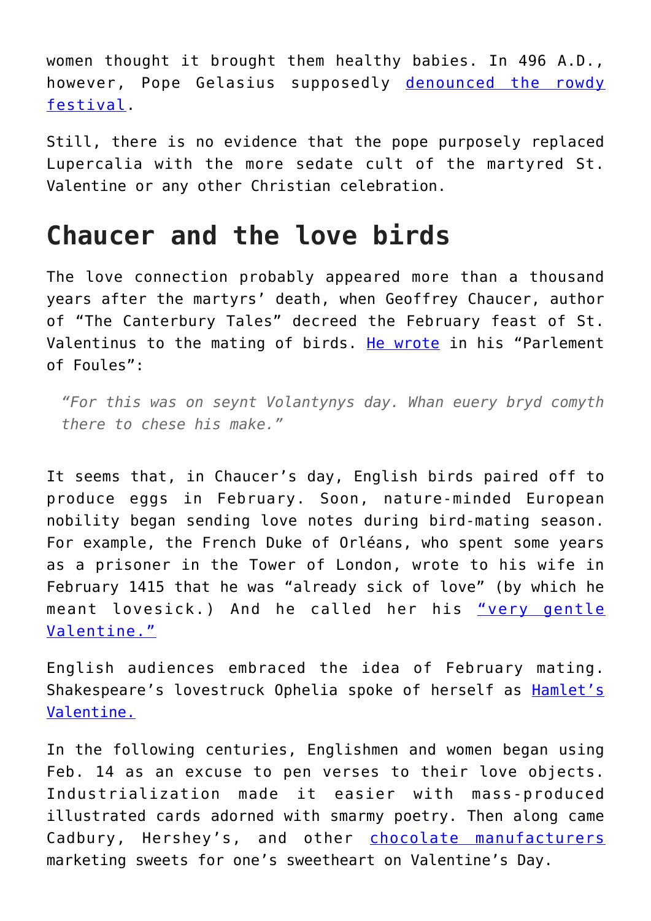women thought it brought them healthy babies. In 496 A.D., however, Pope Gelasius supposedly denounced the rowdy festival.

Still, there is no evidence that the pope purposely replaced Lupercalia with the more sedate cult of the martyred St. Valentine or any other Christian celebration.

## Chaucer and the love birds

The love connection probably appeared more than a thousand years after the martyrs' death, when Geoffrey Chaucer, author of "The Canterbury Tales" decreed the February feast of St. Valentinus to the mating of birds. He wrote in his "Parlement of Foules":

> *"For this was on seynt Volantynys day. Whan euery bryd comyth there to chese his make."*

It seems that, in Chaucer's day, English birds paired off to produce eggs in February. Soon, nature-minded European nobility began sending love notes during bird-mating season. For example, the French Duke of Orléans, who spent some years as a prisoner in the Tower of London, wrote to his wife in February 1415 that he was "already sick of love" (by which he meant lovesick.) And he called her his "very gentle Valentine."

English audiences embraced the idea of February mating. Shakespeare's lovestruck Ophelia spoke of herself as Hamlet's Valentine.

In the following centuries, Englishmen and women began using Feb. 14 as an excuse to pen verses to their love objects. Industrialization made it easier with mass-produced illustrated cards adorned with smarmy poetry. Then along came Cadbury, Hershey's, and other chocolate manufacturers marketing sweets for one's sweetheart on Valentine's Day.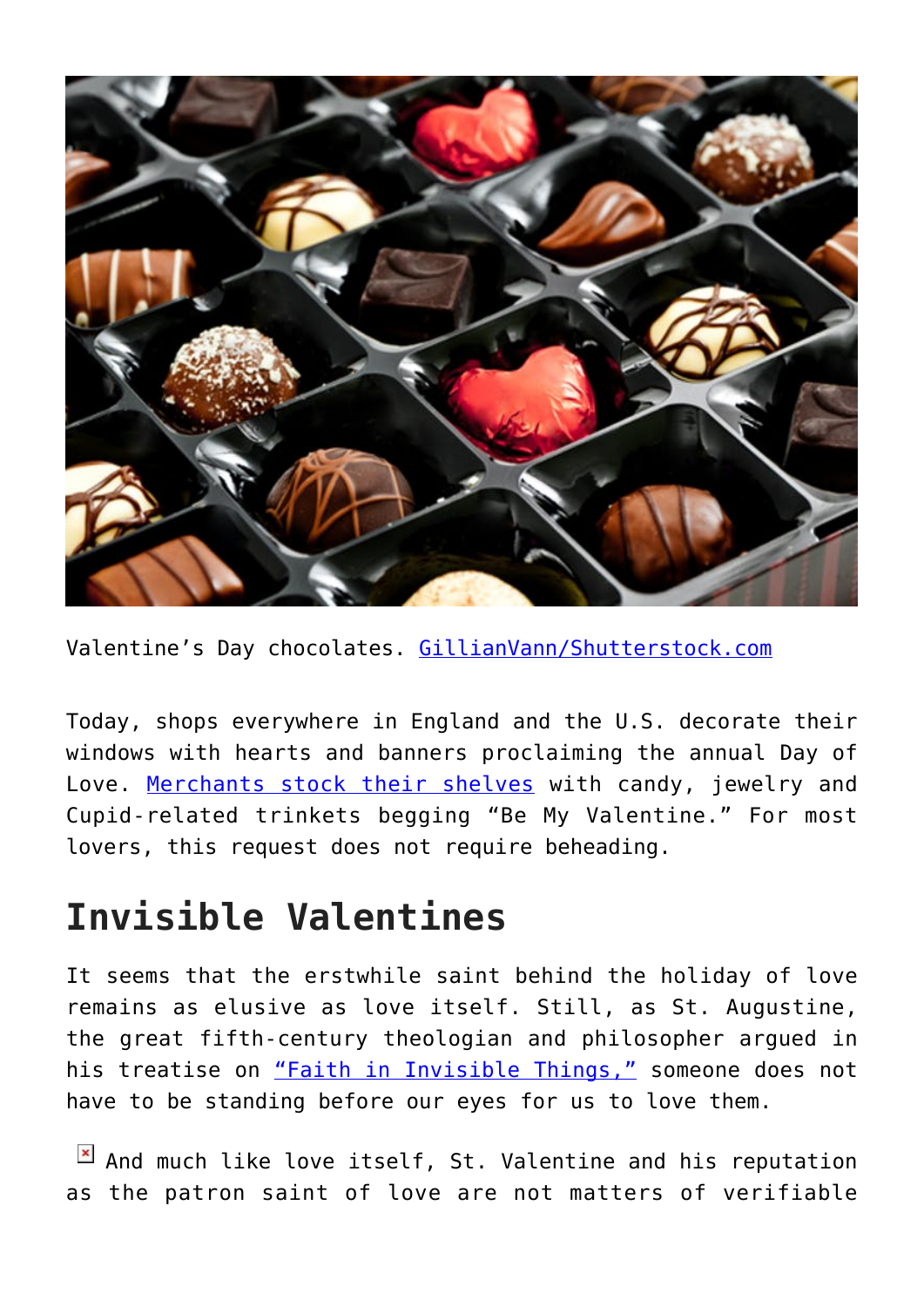Valentine’s Day chocolates. GillianVann/Shutterstock.com

Today, shops everywhere in England and the U.S. decorate their windows with hearts and banners proclaiming the annual Day of Love. Merchants stock their shelves with candy, jewelry and Cupid-related trinkets begging “Be My Valentine.” For most lovers, this request does not require beheading.

## Invisible Valentines

It seems that the erstwhile saint behind the holiday of love remains as elusive as love itself. Still, as St. Augustine, the great fifth-century theologian and philosopher argued in his treatise on “Faith in Invisible Things,” someone does not have to be standing before our eyes for us to love them.

And much like love itself, St. Valentine and his reputation as the patron saint of love are not matters of verifiable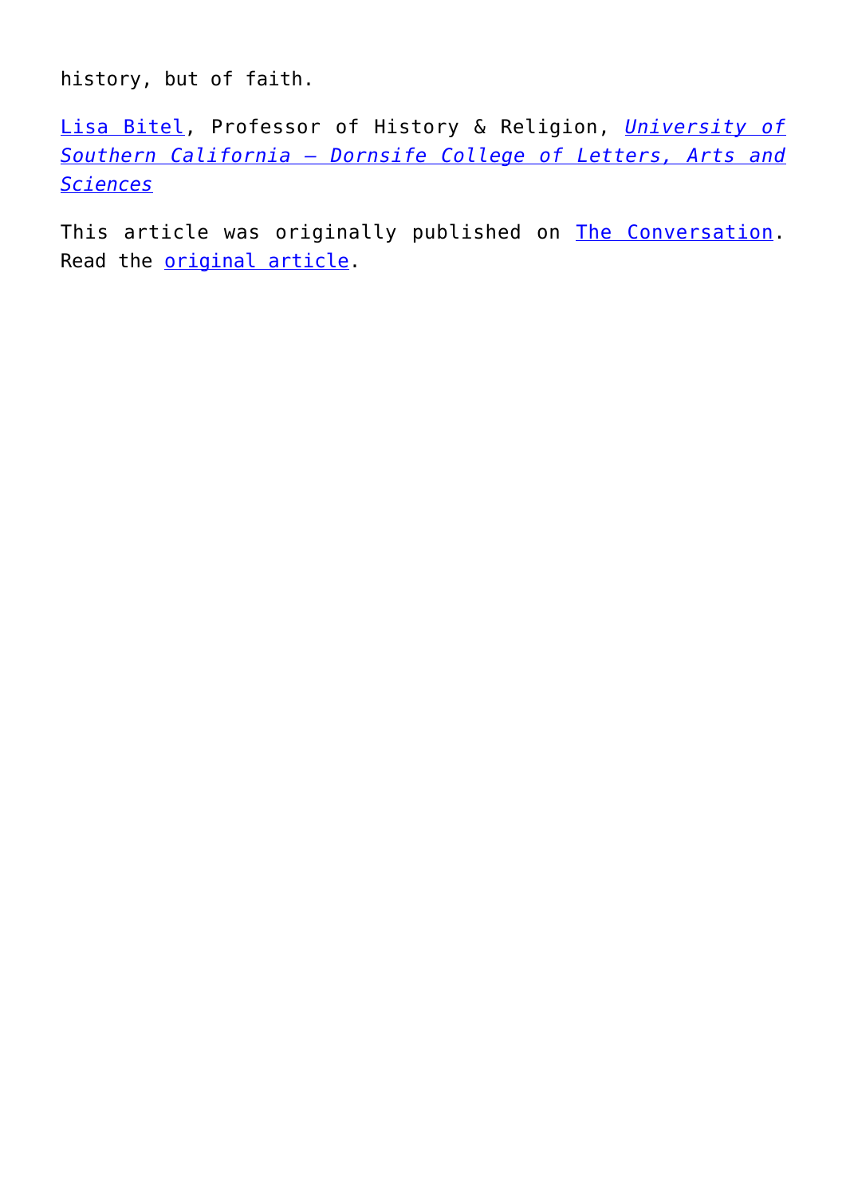history, but of faith.

Lisa Bitel, Professor of History & Religion, *University of Southern California – Dornsife College of Letters, Arts and Sciences*

This article was originally published on The Conversation. Read the original article.